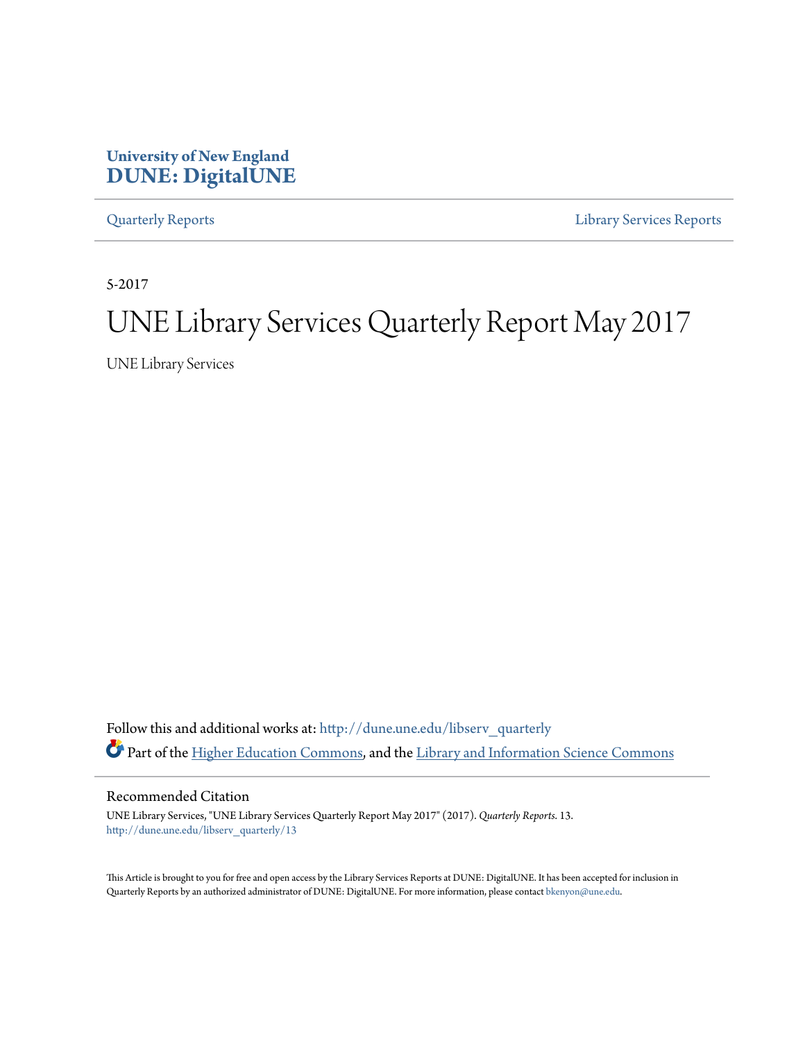University of New England
**DUNE: DigitalUNE**

Quarterly Reports | Library Services Reports

5-2017

# UNE Library Services Quarterly Report May 2017

UNE Library Services

Follow this and additional works at: http://dune.une.edu/libserv_quarterly

Part of the Higher Education Commons, and the Library and Information Science Commons

## Recommended Citation

UNE Library Services, "UNE Library Services Quarterly Report May 2017" (2017). *Quarterly Reports*. 13.
http://dune.une.edu/libserv_quarterly/13

This Article is brought to you for free and open access by the Library Services Reports at DUNE: DigitalUNE. It has been accepted for inclusion in Quarterly Reports by an authorized administrator of DUNE: DigitalUNE. For more information, please contact bkenyon@une.edu.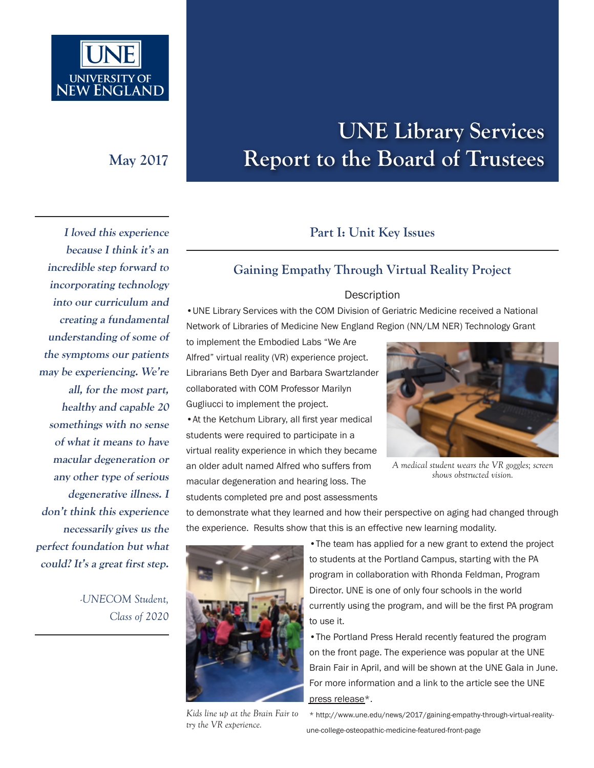# UNE Library Services Report to the Board of Trustees

**May 2017**

## Part I: Unit Key Issues

### Gaining Empathy Through Virtual Reality Project

Description

• UNE Library Services with the COM Division of Geriatric Medicine received a National Network of Libraries of Medicine New England Region (NN/LM NER) Technology Grant to implement the Embodied Labs "We Are Alfred" virtual reality (VR) experience project. Librarians Beth Dyer and Barbara Swartzlander collaborated with COM Professor Marilyn Gugliucci to implement the project.

• At the Ketchum Library, all first year medical students were required to participate in a virtual reality experience in which they became an older adult named Alfred who suffers from macular degeneration and hearing loss. The students completed pre and post assessments to demonstrate what they learned and how their perspective on aging had changed through the experience. Results show that this is an effective new learning modality.

*A medical student wears the VR goggles; screen shows obstructed vision.*

• The team has applied for a new grant to extend the project to students at the Portland Campus, starting with the PA program in collaboration with Rhonda Feldman, Program Director. UNE is one of only four schools in the world currently using the program, and will be the first PA program to use it.

• The Portland Press Herald recently featured the program on the front page. The experience was popular at the UNE Brain Fair in April, and will be shown at the UNE Gala in June. For more information and a link to the article see the UNE press release*.

*Kids line up at the Brain Fair to try the VR experience.*

* http://www.une.edu/news/2017/gaining-empathy-through-virtual-reality-une-college-osteopathic-medicine-featured-front-page

---

***I loved this experience because I think it's an incredible step forward to incorporating technology into our curriculum and creating a fundamental understanding of some of the symptoms our patients may be experiencing. We're all, for the most part, healthy and capable 20 somethings with no sense of what it means to have macular degeneration or any other type of serious degenerative illness. I don't think this experience necessarily gives us the perfect foundation but what could? It's a great first step.***

*-UNECOM Student, Class of 2020*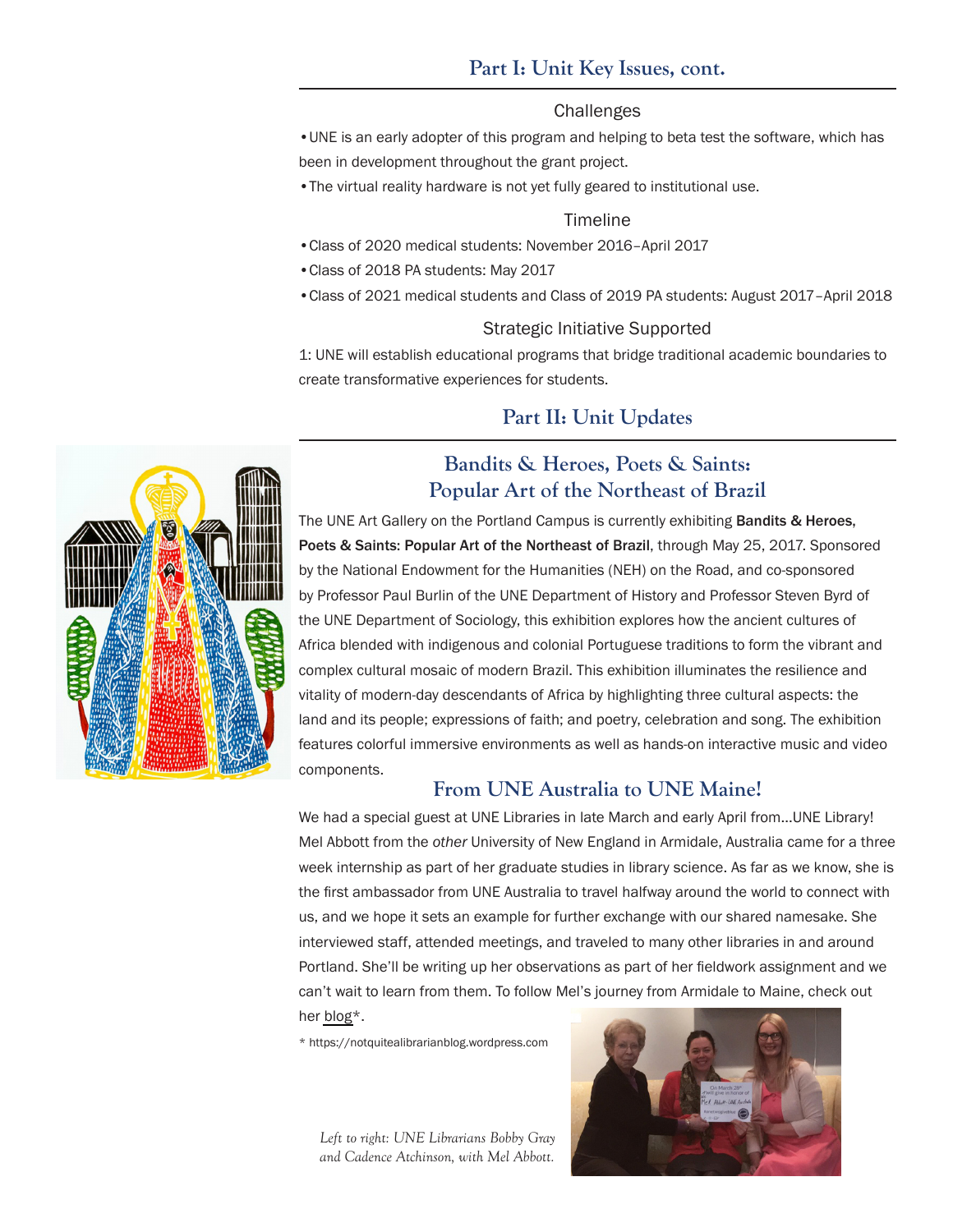## Part I: Unit Key Issues, cont.

### Challenges

- UNE is an early adopter of this program and helping to beta test the software, which has been in development throughout the grant project.
- The virtual reality hardware is not yet fully geared to institutional use.

### Timeline

- Class of 2020 medical students: November 2016–April 2017
- Class of 2018 PA students: May 2017
- Class of 2021 medical students and Class of 2019 PA students: August 2017–April 2018

### Strategic Initiative Supported

1: UNE will establish educational programs that bridge traditional academic boundaries to create transformative experiences for students.

## Part II: Unit Updates

### Bandits & Heroes, Poets & Saints: Popular Art of the Northeast of Brazil

The UNE Art Gallery on the Portland Campus is currently exhibiting **Bandits & Heroes, Poets & Saints: Popular Art of the Northeast of Brazil**, through May 25, 2017. Sponsored by the National Endowment for the Humanities (NEH) on the Road, and co-sponsored by Professor Paul Burlin of the UNE Department of History and Professor Steven Byrd of the UNE Department of Sociology, this exhibition explores how the ancient cultures of Africa blended with indigenous and colonial Portuguese traditions to form the vibrant and complex cultural mosaic of modern Brazil. This exhibition illuminates the resilience and vitality of modern-day descendants of Africa by highlighting three cultural aspects: the land and its people; expressions of faith; and poetry, celebration and song. The exhibition features colorful immersive environments as well as hands-on interactive music and video components.

### From UNE Australia to UNE Maine!

We had a special guest at UNE Libraries in late March and early April from...UNE Library! Mel Abbott from the *other* University of New England in Armidale, Australia came for a three week internship as part of her graduate studies in library science. As far as we know, she is the first ambassador from UNE Australia to travel halfway around the world to connect with us, and we hope it sets an example for further exchange with our shared namesake. She interviewed staff, attended meetings, and traveled to many other libraries in and around Portland. She'll be writing up her observations as part of her fieldwork assignment and we can't wait to learn from them. To follow Mel's journey from Armidale to Maine, check out her blog*.

* https://notquitealibrarianblog.wordpress.com

*Left to right: UNE Librarians Bobby Gray and Cadence Atchinson, with Mel Abbott.*